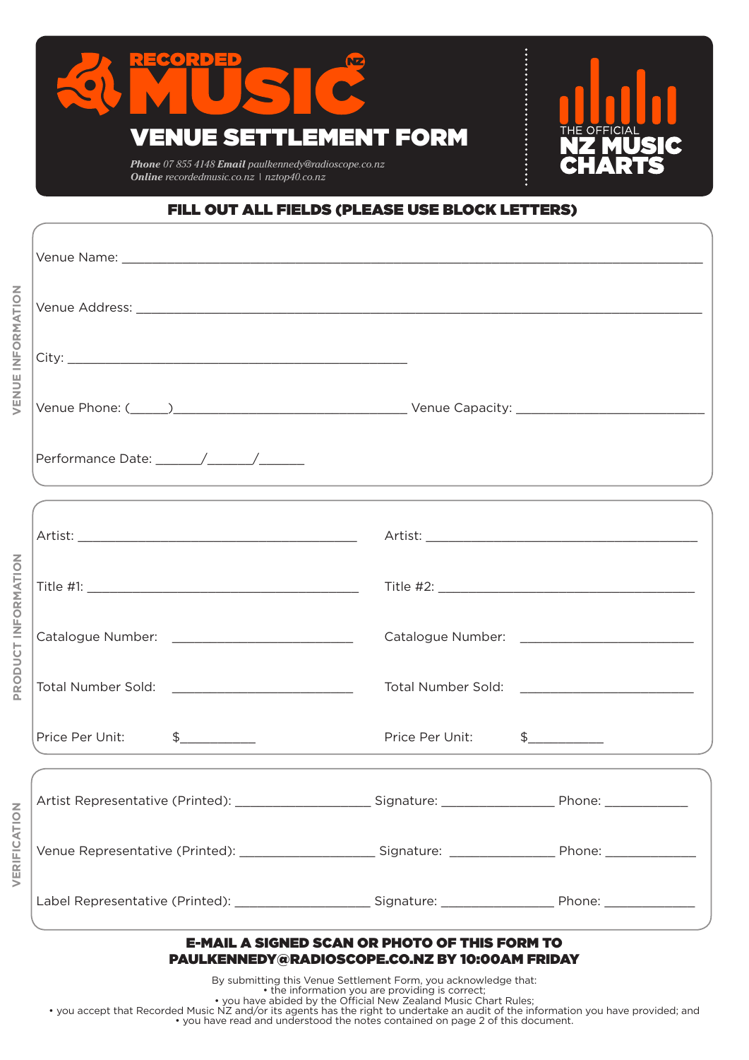# RECORDED MUSIC NZ

# VENUE SETTLEMENT FORM

***Phone*** *07 855 4148* ***Email*** *paulkennedy@radioscope.co.nz*
***Online*** *recordedmusic.co.nz | nztop40.co.nz*

THE OFFICIAL **NZ MUSIC CHARTS**

## FILL OUT ALL FIELDS (PLEASE USE BLOCK LETTERS)

### VENUE INFORMATION

Venue Name: ______________________________

Venue Address: ______________________________

City: ______________________________

Venue Phone: (______)______________________________ Venue Capacity: ______________________________

Performance Date: _______/_______/_______

### PRODUCT INFORMATION

| | |
|---|---|
| Artist: ______________________________ | Artist: ______________________________ |
| Title #1: ______________________________ | Title #2: ______________________________ |
| Catalogue Number: ______________________________ | Catalogue Number: ______________________________ |
| Total Number Sold: ______________________________ | Total Number Sold: ______________________________ |
| Price Per Unit: $___________ | Price Per Unit: $___________ |

### VERIFICATION

Artist Representative (Printed): ____________________ Signature: ________________ Phone: ____________

Venue Representative (Printed): ____________________ Signature: ________________ Phone: ____________

Label Representative (Printed): ____________________ Signature: ________________ Phone: ____________

**E-MAIL A SIGNED SCAN OR PHOTO OF THIS FORM TO PAULKENNEDY@RADIOSCOPE.CO.NZ BY 10:00AM FRIDAY**

By submitting this Venue Settlement Form, you acknowledge that:
- the information you are providing is correct;
- you have abided by the Official New Zealand Music Chart Rules;
- you accept that Recorded Music NZ and/or its agents has the right to undertake an audit of the information you have provided; and
- you have read and understood the notes contained on page 2 of this document.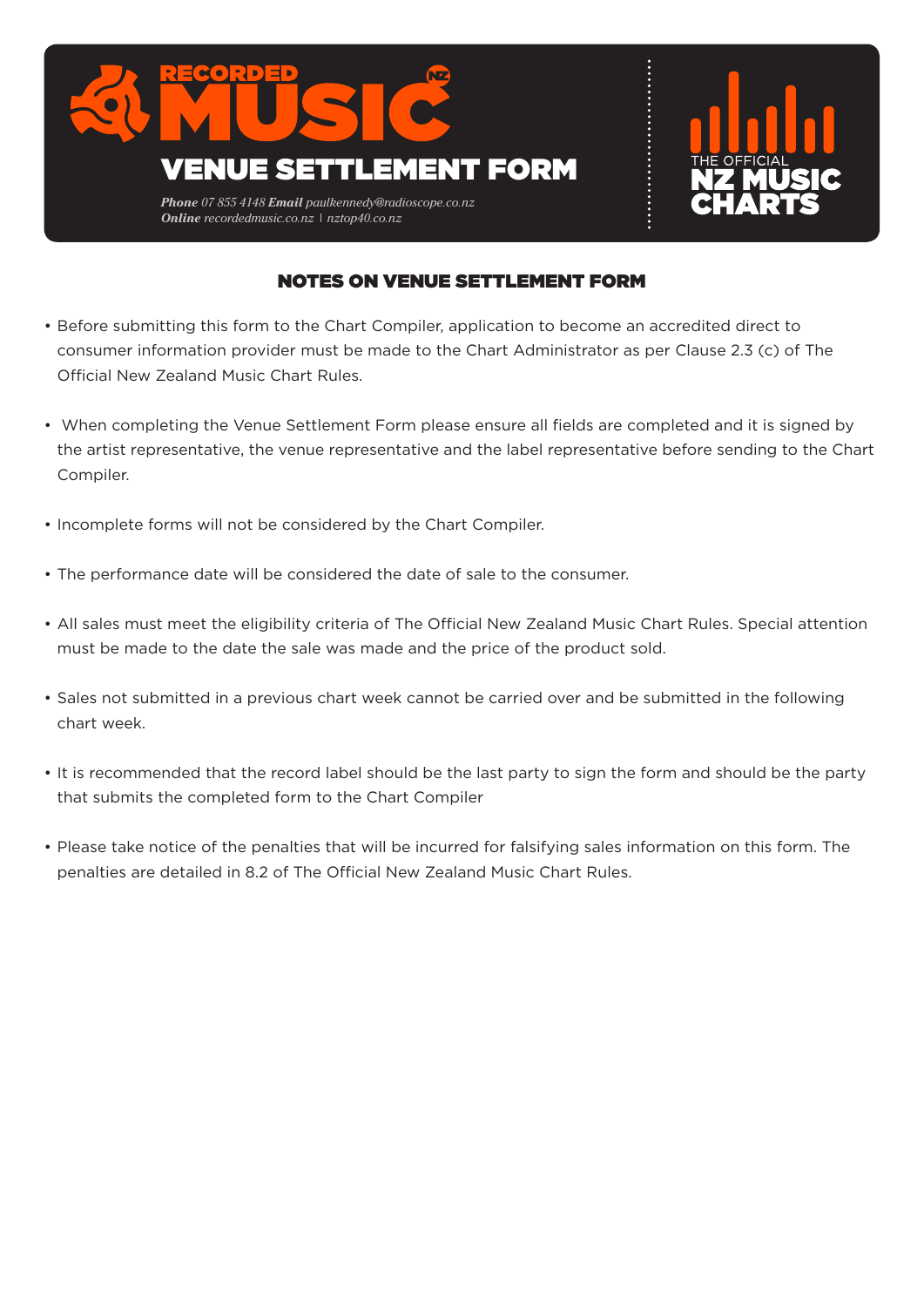RECORDED MUSIC NZ

# VENUE SETTLEMENT FORM

***Phone*** *07 855 4148* ***Email*** *paulkennedy@radioscope.co.nz*
***Online*** *recordedmusic.co.nz | nztop40.co.nz*

THE OFFICIAL NZ MUSIC CHARTS

## NOTES ON VENUE SETTLEMENT FORM

- Before submitting this form to the Chart Compiler, application to become an accredited direct to consumer information provider must be made to the Chart Administrator as per Clause 2.3 (c) of The Official New Zealand Music Chart Rules.

- When completing the Venue Settlement Form please ensure all fields are completed and it is signed by the artist representative, the venue representative and the label representative before sending to the Chart Compiler.

- Incomplete forms will not be considered by the Chart Compiler.

- The performance date will be considered the date of sale to the consumer.

- All sales must meet the eligibility criteria of The Official New Zealand Music Chart Rules. Special attention must be made to the date the sale was made and the price of the product sold.

- Sales not submitted in a previous chart week cannot be carried over and be submitted in the following chart week.

- It is recommended that the record label should be the last party to sign the form and should be the party that submits the completed form to the Chart Compiler

- Please take notice of the penalties that will be incurred for falsifying sales information on this form. The penalties are detailed in 8.2 of The Official New Zealand Music Chart Rules.